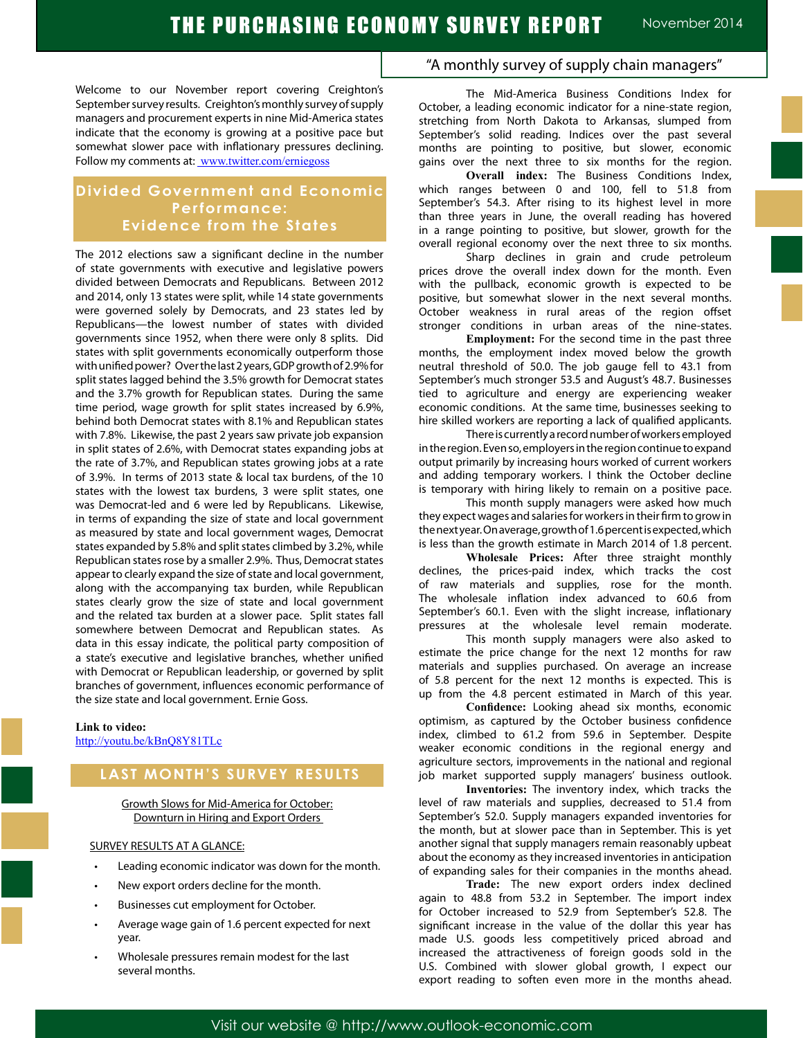# THE PURCHASING ECONOMY SURVEY REPORT

November 2014

"A monthly survey of supply chain managers"

Welcome to our November report covering Creighton's September survey results. Creighton's monthly survey of supply managers and procurement experts in nine Mid-America states indicate that the economy is growing at a positive pace but somewhat slower pace with inflationary pressures declining. Follow my comments at: [www.twitter.com/erniegoss](http://www.twitter.com/erniegoss)

## Divided Government and Economic Performance: Evidence from the States

The 2012 elections saw a significant decline in the number of state governments with executive and legislative powers divided between Democrats and Republicans. Between 2012 and 2014, only 13 states were split, while 14 state governments were governed solely by Democrats, and 23 states led by Republicans—the lowest number of states with divided governments since 1952, when there were only 8 splits. Did states with split governments economically outperform those with unified power? Over the last 2 years, GDP growth of 2.9% for split states lagged behind the 3.5% growth for Democrat states and the 3.7% growth for Republican states. During the same time period, wage growth for split states increased by 6.9%, behind both Democrat states with 8.1% and Republican states with 7.8%. Likewise, the past 2 years saw private job expansion in split states of 2.6%, with Democrat states expanding jobs at the rate of 3.7%, and Republican states growing jobs at a rate of 3.9%. In terms of 2013 state & local tax burdens, of the 10 states with the lowest tax burdens, 3 were split states, one was Democrat-led and 6 were led by Republicans. Likewise, in terms of expanding the size of state and local government as measured by state and local government wages, Democrat states expanded by 5.8% and split states climbed by 3.2%, while Republican states rose by a smaller 2.9%. Thus, Democrat states appear to clearly expand the size of state and local government, along with the accompanying tax burden, while Republican states clearly grow the size of state and local government and the related tax burden at a slower pace. Split states fall somewhere between Democrat and Republican states. As data in this essay indicate, the political party composition of a state's executive and legislative branches, whether unified with Democrat or Republican leadership, or governed by split branches of government, influences economic performance of the size state and local government. Ernie Goss.

**Link to video:**
[http://youtu.be/kBnQ8Y81TLc](http://youtu.be/kBnQ8Y81TLc)

## LAST MONTH'S SURVEY RESULTS

Growth Slows for Mid-America for October:
Downturn in Hiring and Export Orders

SURVEY RESULTS AT A GLANCE:

- Leading economic indicator was down for the month.
- New export orders decline for the month.
- Businesses cut employment for October.
- Average wage gain of 1.6 percent expected for next year.
- Wholesale pressures remain modest for the last several months.

The Mid-America Business Conditions Index for October, a leading economic indicator for a nine-state region, stretching from North Dakota to Arkansas, slumped from September's solid reading. Indices over the past several months are pointing to positive, but slower, economic gains over the next three to six months in the region.

**Overall index:** The Business Conditions Index, which ranges between 0 and 100, fell to 51.8 from September's 54.3. After rising to its highest level in more than three years in June, the overall reading has hovered in a range pointing to positive, but slower, growth for the overall regional economy over the next three to six months.

Sharp declines in grain and crude petroleum prices drove the overall index down for the month. Even with the pullback, economic growth is expected to be positive, but somewhat slower in the next several months. October weakness in rural areas of the region offset stronger conditions in urban areas of the nine-states.

**Employment:** For the second time in the past three months, the employment index moved below the growth neutral threshold of 50.0. The job gauge fell to 43.1 from September's much stronger 53.5 and August's 48.7. Businesses tied to agriculture and energy are experiencing weaker economic conditions. At the same time, businesses seeking to hire skilled workers are reporting a lack of qualified applicants.

There is currently a record number of workers employed in the region. Even so, employers in the region continue to expand output primarily by increasing hours worked of current workers and adding temporary workers. I think the October decline is temporary with hiring likely to remain on a positive pace.

This month supply managers were asked how much they expect wages and salaries for workers in their firm to grow in the next year. On average, growth of 1.6 percent is expected, which is less than the growth estimate in March 2014 of 1.8 percent.

**Wholesale Prices:** After three straight monthly declines, the prices-paid index, which tracks the cost of raw materials and supplies, rose for the month. The wholesale inflation index advanced to 60.6 from September's 60.1. Even with the slight increase, inflationary pressures at the wholesale level remain moderate.

This month supply managers were also asked to estimate the price change for the next 12 months for raw materials and supplies purchased. On average an increase of 5.8 percent for the next 12 months is expected. This is up from the 4.8 percent estimated in March of this year.

**Confidence:** Looking ahead six months, economic optimism, as captured by the October business confidence index, climbed to 61.2 from 59.6 in September. Despite weaker economic conditions in the regional energy and agriculture sectors, improvements in the national and regional job market supported supply managers' business outlook.

**Inventories:** The inventory index, which tracks the level of raw materials and supplies, decreased to 51.4 from September's 52.0. Supply managers expanded inventories for the month, but at slower pace than in September. This is yet another signal that supply managers remain reasonably upbeat about the economy as they increased inventories in anticipation of expanding sales for their companies in the months ahead.

**Trade:** The new export orders index declined again to 48.8 from 53.2 in September. The import index for October increased to 52.9 from September's 52.8. The significant increase in the value of the dollar this year has made U.S. goods less competitively priced abroad and increased the attractiveness of foreign goods sold in the U.S. Combined with slower global growth, I expect our export reading to soften even more in the months ahead.

Visit our website @ http://www.outlook-economic.com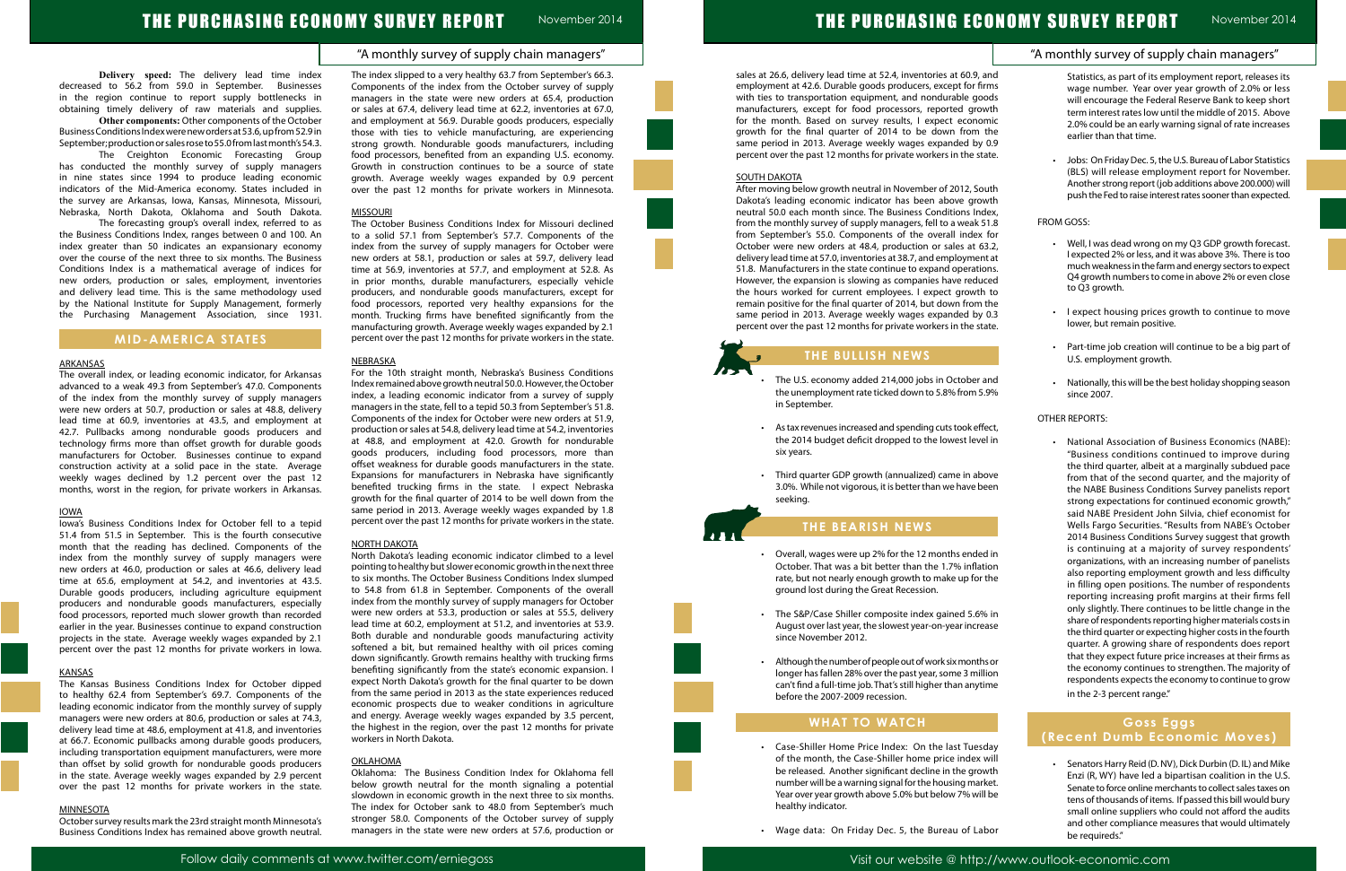**Delivery speed:** The delivery lead time index decreased to 56.2 from 59.0 in September. Businesses in the region continue to report supply bottlenecks in obtaining timely delivery of raw materials and supplies.

**Other components:** Other components of the October Business Conditions Index were new orders at 53.6, up from 52.9 in September; production or sales rose to 55.0 from last month's 54.3.

The Creighton Economic Forecasting Group has conducted the monthly survey of supply managers in nine states since 1994 to produce leading economic indicators of the Mid-America economy. States included in the survey are Arkansas, Iowa, Kansas, Minnesota, Missouri, Nebraska, North Dakota, Oklahoma and South Dakota.

The forecasting group's overall index, referred to as the Business Conditions Index, ranges between 0 and 100. An index greater than 50 indicates an expansionary economy over the course of the next three to six months. The Business Conditions Index is a mathematical average of indices for new orders, production or sales, employment, inventories and delivery lead time. This is the same methodology used by the National Institute for Supply Management, formerly the Purchasing Management Association, since 1931.

## MID-AMERICA STATES

### ARKANSAS

The overall index, or leading economic indicator, for Arkansas advanced to a weak 49.3 from September's 47.0. Components of the index from the monthly survey of supply managers were new orders at 50.7, production or sales at 48.8, delivery lead time at 60.9, inventories at 43.5, and employment at 42.7. Pullbacks among nondurable goods producers and technology firms more than offset growth for durable goods manufacturers for October. Businesses continue to expand construction activity at a solid pace in the state. Average weekly wages declined by 1.2 percent over the past 12 months, worst in the region, for private workers in Arkansas.

### IOWA

Iowa's Business Conditions Index for October fell to a tepid 51.4 from 51.5 in September. This is the fourth consecutive month that the reading has declined. Components of the index from the monthly survey of supply managers were new orders at 46.0, production or sales at 46.6, delivery lead time at 65.6, employment at 54.2, and inventories at 43.5. Durable goods producers, including agriculture equipment producers and nondurable goods manufacturers, especially food processors, reported much slower growth than recorded earlier in the year. Businesses continue to expand construction projects in the state. Average weekly wages expanded by 2.1 percent over the past 12 months for private workers in Iowa.

### KANSAS

The Kansas Business Conditions Index for October dipped to healthy 62.4 from September's 69.7. Components of the leading economic indicator from the monthly survey of supply managers were new orders at 80.6, production or sales at 74.3, delivery lead time at 48.6, employment at 41.8, and inventories at 66.7. Economic pullbacks among durable goods producers, including transportation equipment manufacturers, were more than offset by solid growth for nondurable goods producers in the state. Average weekly wages expanded by 2.9 percent over the past 12 months for private workers in the state.

### MINNESOTA

October survey results mark the 23rd straight month Minnesota's Business Conditions Index has remained above growth neutral. The index slipped to a very healthy 63.7 from September's 66.3. Components of the index from the October survey of supply managers in the state were new orders at 65.4, production or sales at 67.4, delivery lead time at 62.2, inventories at 67.0, and employment at 56.9. Durable goods producers, especially those with ties to vehicle manufacturing, are experiencing strong growth. Nondurable goods manufacturers, including food processors, benefited from an expanding U.S. economy. Growth in construction continues to be a source of state growth. Average weekly wages expanded by 0.9 percent over the past 12 months for private workers in Minnesota.

### MISSOURI

The October Business Conditions Index for Missouri declined to a solid 57.1 from September's 57.7. Components of the index from the survey of supply managers for October were new orders at 58.1, production or sales at 59.7, delivery lead time at 56.9, inventories at 57.7, and employment at 52.8. As in prior months, durable manufacturers, especially vehicle producers, and nondurable goods manufacturers, except for food processors, reported very healthy expansions for the month. Trucking firms have benefited significantly from the manufacturing growth. Average weekly wages expanded by 2.1 percent over the past 12 months for private workers in the state.

### NEBRASKA

For the 10th straight month, Nebraska's Business Conditions Index remained above growth neutral 50.0. However, the October index, a leading economic indicator from a survey of supply managers in the state, fell to a tepid 50.3 from September's 51.8. Components of the index for October were new orders at 51.9, production or sales at 54.8, delivery lead time at 54.2, inventories at 48.8, and employment at 42.0. Growth for nondurable goods producers, including food processors, more than offset weakness for durable goods manufacturers in the state. Expansions for manufacturers in Nebraska have significantly benefited trucking firms in the state. I expect Nebraska growth for the final quarter of 2014 to be well down from the same period in 2013. Average weekly wages expanded by 1.8 percent over the past 12 months for private workers in the state.

### NORTH DAKOTA

North Dakota's leading economic indicator climbed to a level pointing to healthy but slower economic growth in the next three to six months. The October Business Conditions Index slumped to 54.8 from 61.8 in September. Components of the overall index from the monthly survey of supply managers for October were new orders at 53.3, production or sales at 55.5, delivery lead time at 60.2, employment at 51.2, and inventories at 53.9. Both durable and nondurable goods manufacturing activity softened a bit, but remained healthy with oil prices coming down significantly. Growth remains healthy with trucking firms benefiting significantly from the state's economic expansion. I expect North Dakota's growth for the final quarter to be down from the same period in 2013 as the state experiences reduced economic prospects due to weaker conditions in agriculture and energy. Average weekly wages expanded by 3.5 percent, the highest in the region, over the past 12 months for private workers in North Dakota.

### OKLAHOMA

Oklahoma: The Business Condition Index for Oklahoma fell below growth neutral for the month signaling a potential slowdown in economic growth in the next three to six months. The index for October sank to 48.0 from September's much stronger 58.0. Components of the October survey of supply managers in the state were new orders at 57.6, production or sales at 26.6, delivery lead time at 52.4, inventories at 60.9, and employment at 42.6. Durable goods producers, except for firms with ties to transportation equipment, and nondurable goods manufacturers, except for food processors, reported growth for the month. Based on survey results, I expect economic growth for the final quarter of 2014 to be down from the same period in 2013. Average weekly wages expanded by 0.9 percent over the past 12 months for private workers in the state.

### SOUTH DAKOTA

After moving below growth neutral in November of 2012, South Dakota's leading economic indicator has been above growth neutral 50.0 each month since. The Business Conditions Index, from the monthly survey of supply managers, fell to a weak 51.8 from September's 55.0. Components of the overall index for October were new orders at 48.4, production or sales at 63.2, delivery lead time at 57.0, inventories at 38.7, and employment at 51.8. Manufacturers in the state continue to expand operations. However, the expansion is slowing as companies have reduced the hours worked for current employees. I expect growth to remain positive for the final quarter of 2014, but down from the same period in 2013. Average weekly wages expanded by 0.3 percent over the past 12 months for private workers in the state.

## THE BULLISH NEWS

- The U.S. economy added 214,000 jobs in October and the unemployment rate ticked down to 5.8% from 5.9% in September.
- As tax revenues increased and spending cuts took effect, the 2014 budget deficit dropped to the lowest level in six years.
- Third quarter GDP growth (annualized) came in above 3.0%. While not vigorous, it is better than we have been seeking.

## THE BEARISH NEWS

- Overall, wages were up 2% for the 12 months ended in October. That was a bit better than the 1.7% inflation rate, but not nearly enough growth to make up for the ground lost during the Great Recession.
- The S&P/Case Shiller composite index gained 5.6% in August over last year, the slowest year-on-year increase since November 2012.
- Although the number of people out of work six months or longer has fallen 28% over the past year, some 3 million can't find a full-time job. That's still higher than anytime before the 2007-2009 recession.

## WHAT TO WATCH

- Case-Shiller Home Price Index: On the last Tuesday of the month, the Case-Shiller home price index will be released. Another significant decline in the growth number will be a warning signal for the housing market. Year over year growth above 5.0% but below 7% will be healthy indicator.
- Wage data: On Friday Dec. 5, the Bureau of Labor Statistics, as part of its employment report, releases its wage number. Year over year growth of 2.0% or less will encourage the Federal Reserve Bank to keep short term interest rates low until the middle of 2015. Above 2.0% could be an early warning signal of rate increases earlier than that time.
- Jobs: On Friday Dec. 5, the U.S. Bureau of Labor Statistics (BLS) will release employment report for November. Another strong report (job additions above 200,000) will push the Fed to raise interest rates sooner than expected.

FROM GOSS:

- Well, I was dead wrong on my Q3 GDP growth forecast. I expected 2% or less, and it was above 3%. There is too much weakness in the farm and energy sectors to expect Q4 growth numbers to come in above 2% or even close to Q3 growth.
- I expect housing prices growth to continue to move lower, but remain positive.
- Part-time job creation will continue to be a big part of U.S. employment growth.
- Nationally, this will be the best holiday shopping season since 2007.

OTHER REPORTS:

- National Association of Business Economics (NABE): "Business conditions continued to improve during the third quarter, albeit at a marginally subdued pace from that of the second quarter, and the majority of the NABE Business Conditions Survey panelists report strong expectations for continued economic growth," said NABE President John Silvia, chief economist for Wells Fargo Securities. "Results from NABE's October 2014 Business Conditions Survey suggest that growth is continuing at a majority of survey respondents' organizations, with an increasing number of panelists also reporting employment growth and less difficulty in filling open positions. The number of respondents reporting increasing profit margins at their firms fell only slightly. There continues to be little change in the share of respondents reporting higher materials costs in the third quarter or expecting higher costs in the fourth quarter. A growing share of respondents does report that they expect future price increases at their firms as the economy continues to strengthen. The majority of respondents expects the economy to continue to grow in the 2-3 percent range."

## Goss Eggs (Recent Dumb Economic Moves)

- Senators Harry Reid (D. NV), Dick Durbin (D. IL) and Mike Enzi (R, WY) have led a bipartisan coalition in the U.S. Senate to force online merchants to collect sales taxes on tens of thousands of items. If passed this bill would bury small online suppliers who could not afford the audits and other compliance measures that would ultimately be requires."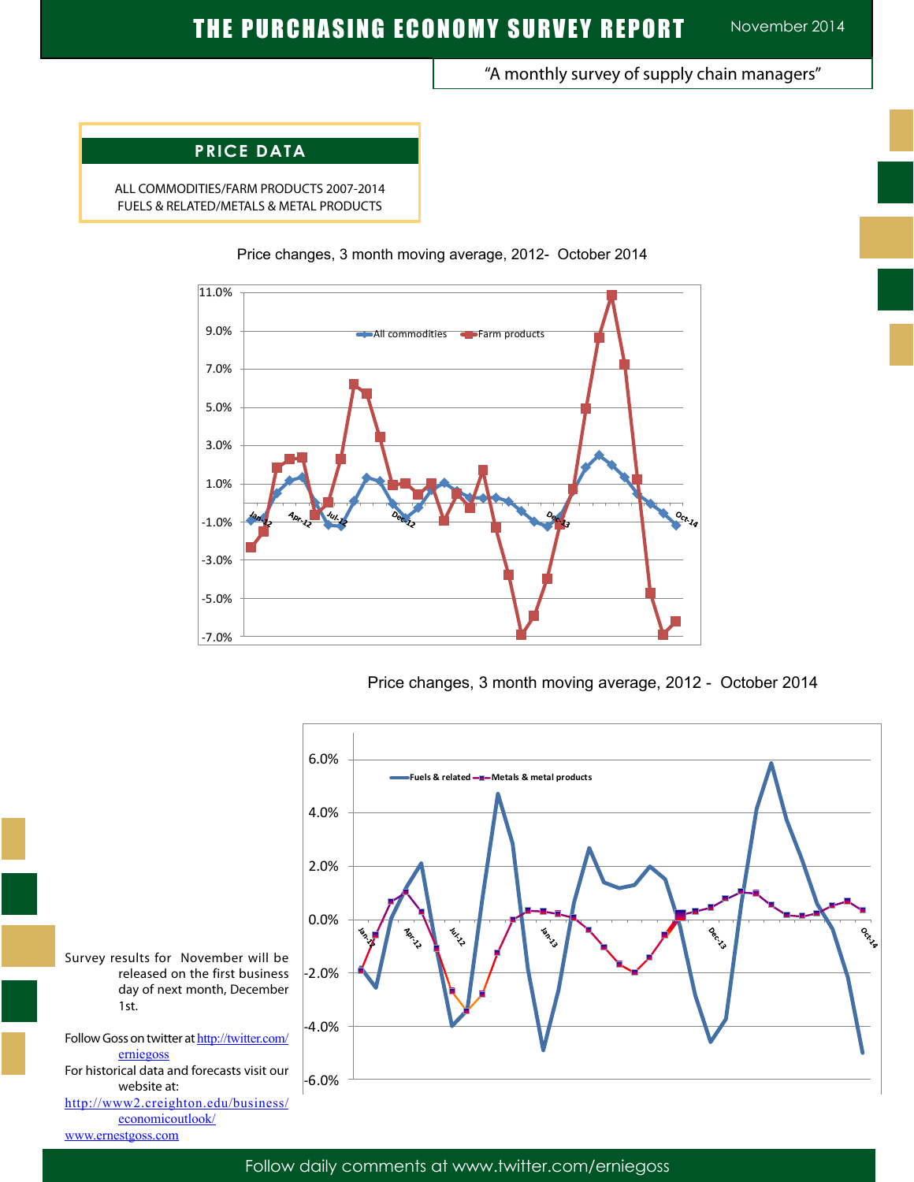**THE PURCHASING ECONOMY SURVEY REPORT** November 2014

"A monthly survey of supply chain managers"

## PRICE DATA

ALL COMMODITIES/FARM PRODUCTS 2007-2014
FUELS & RELATED/METALS & METAL PRODUCTS

Price changes, 3 month moving average, 2012- October 2014

11.0%
9.0%
7.0%
5.0%
3.0%
1.0%
-1.0%
-3.0%
-5.0%
-7.0%

All commodities
Farm products

Jan-12
Apr-12
Jul-12
Dec-12
Dec-13
Oct-14

Price changes, 3 month moving average, 2012 - October 2014

6.0%
4.0%
2.0%
0.0%
-2.0%
-4.0%
-6.0%

Fuels & related
Metals & metal products

Jan-12
Apr-12
Jul-12
Jan-13
Dec-13
Oct-14

Survey results for November will be released on the first business day of next month, December 1st.

Follow Goss on twitter at http://twitter.com/erniegoss

For historical data and forecasts visit our website at:
http://www2.creighton.edu/business/economicoutlook/
www.ernestgoss.com

Follow daily comments at www.twitter.com/erniegoss